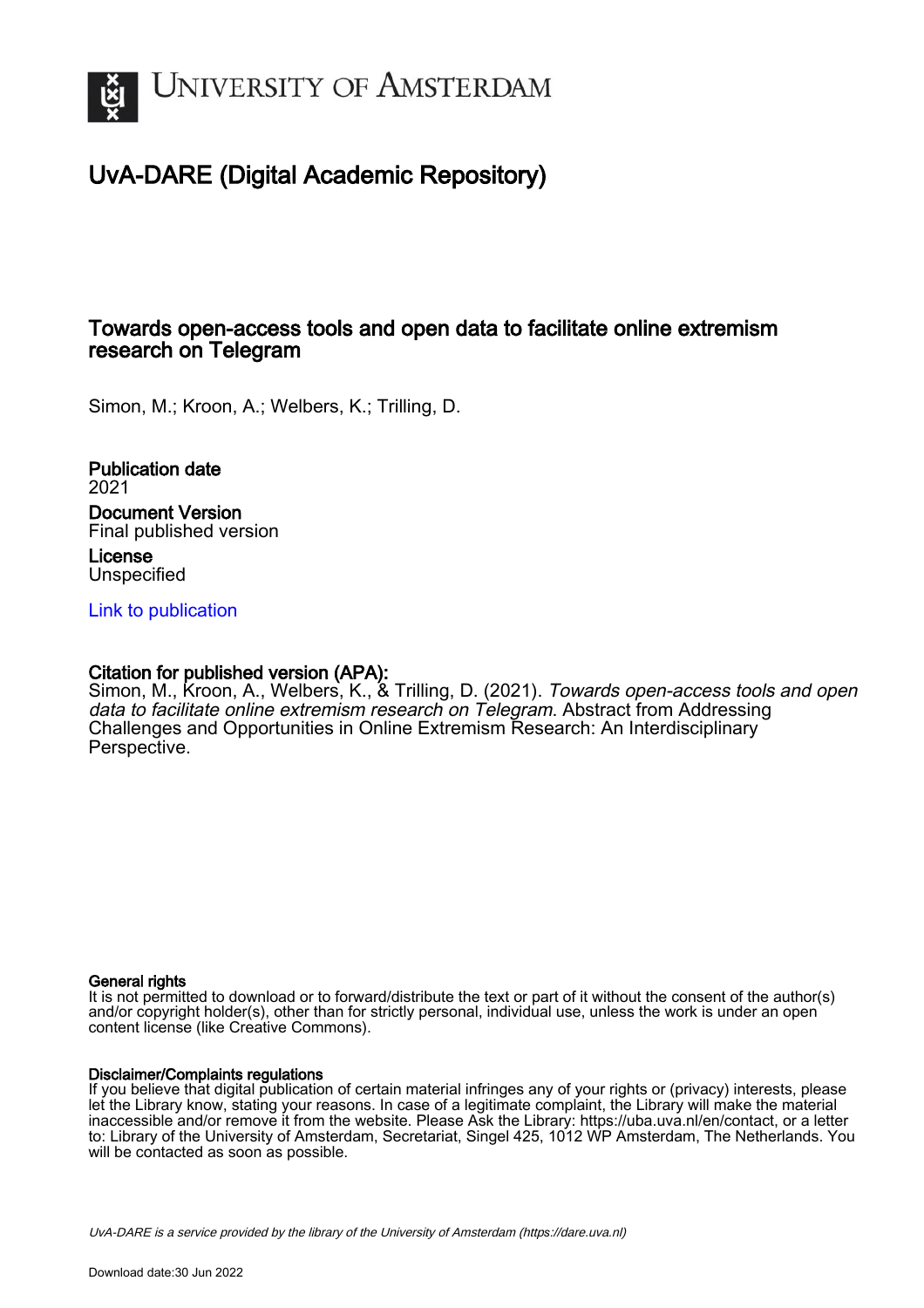# UNIVERSITY OF AMSTERDAM

## UvA-DARE (Digital Academic Repository)

### Towards open-access tools and open data to facilitate online extremism research on Telegram

Simon, M.; Kroon, A.; Welbers, K.; Trilling, D.

**Publication date**
2021

**Document Version**
Final published version

**License**
Unspecified

Link to publication

**Citation for published version (APA):**
Simon, M., Kroon, A., Welbers, K., & Trilling, D. (2021). *Towards open-access tools and open data to facilitate online extremism research on Telegram*. Abstract from Addressing Challenges and Opportunities in Online Extremism Research: An Interdisciplinary Perspective.

**General rights**
It is not permitted to download or to forward/distribute the text or part of it without the consent of the author(s) and/or copyright holder(s), other than for strictly personal, individual use, unless the work is under an open content license (like Creative Commons).

**Disclaimer/Complaints regulations**
If you believe that digital publication of certain material infringes any of your rights or (privacy) interests, please let the Library know, stating your reasons. In case of a legitimate complaint, the Library will make the material inaccessible and/or remove it from the website. Please Ask the Library: https://uba.uva.nl/en/contact, or a letter to: Library of the University of Amsterdam, Secretariat, Singel 425, 1012 WP Amsterdam, The Netherlands. You will be contacted as soon as possible.

*UvA-DARE is a service provided by the library of the University of Amsterdam (https://dare.uva.nl)*

Download date:30 Jun 2022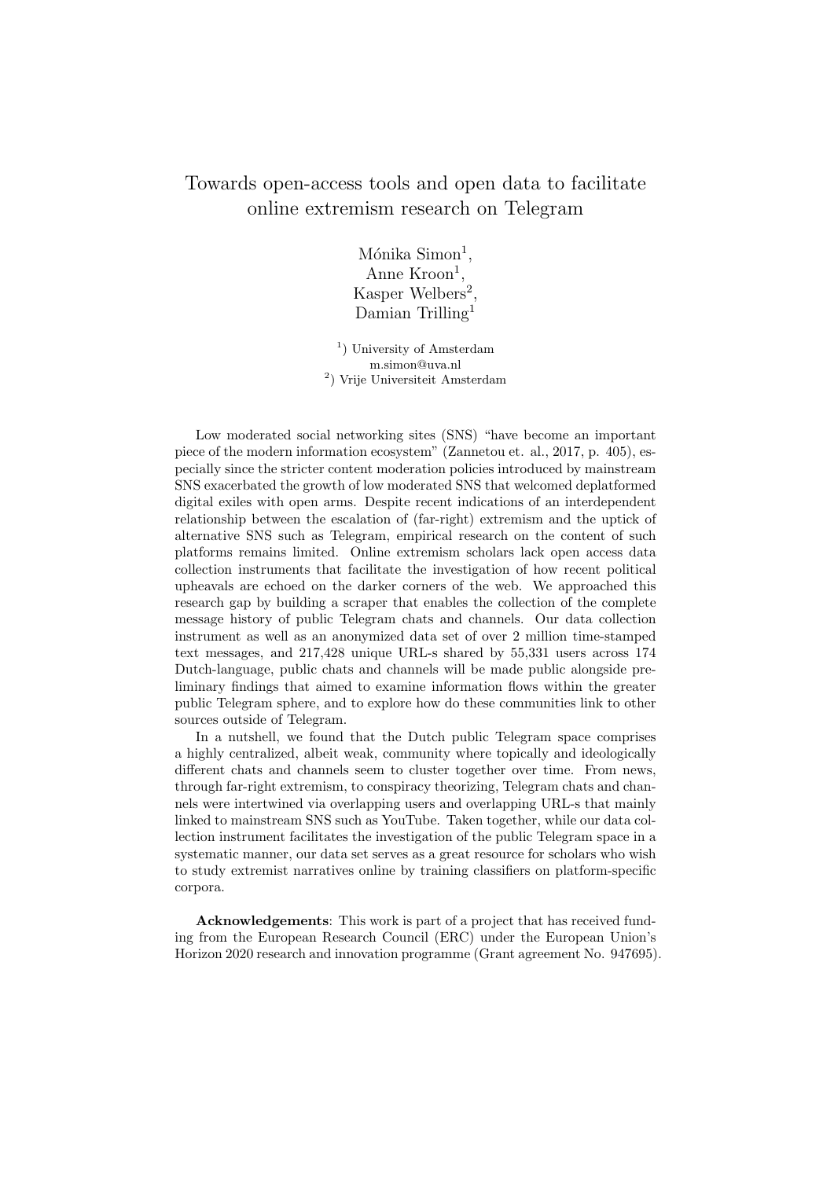// Towards open-access tools and open data to facilitate online extremism research on Telegram

Mónika Simon[1],
Anne Kroon[1],
Kasper Welbers[2],
Damian Trilling[1]

[1]) University of Amsterdam
m.simon@uva.nl
[2]) Vrije Universiteit Amsterdam

Low moderated social networking sites (SNS) "have become an important piece of the modern information ecosystem" (Zannetou et. al., 2017, p. 405), especially since the stricter content moderation policies introduced by mainstream SNS exacerbated the growth of low moderated SNS that welcomed deplatformed digital exiles with open arms. Despite recent indications of an interdependent relationship between the escalation of (far-right) extremism and the uptick of alternative SNS such as Telegram, empirical research on the content of such platforms remains limited. Online extremism scholars lack open access data collection instruments that facilitate the investigation of how recent political upheavals are echoed on the darker corners of the web. We approached this research gap by building a scraper that enables the collection of the complete message history of public Telegram chats and channels. Our data collection instrument as well as an anonymized data set of over 2 million time-stamped text messages, and 217,428 unique URL-s shared by 55,331 users across 174 Dutch-language, public chats and channels will be made public alongside preliminary findings that aimed to examine information flows within the greater public Telegram sphere, and to explore how do these communities link to other sources outside of Telegram.

In a nutshell, we found that the Dutch public Telegram space comprises a highly centralized, albeit weak, community where topically and ideologically different chats and channels seem to cluster together over time. From news, through far-right extremism, to conspiracy theorizing, Telegram chats and channels were intertwined via overlapping users and overlapping URL-s that mainly linked to mainstream SNS such as YouTube. Taken together, while our data collection instrument facilitates the investigation of the public Telegram space in a systematic manner, our data set serves as a great resource for scholars who wish to study extremist narratives online by training classifiers on platform-specific corpora.

**Acknowledgements**: This work is part of a project that has received funding from the European Research Council (ERC) under the European Union's Horizon 2020 research and innovation programme (Grant agreement No. 947695).